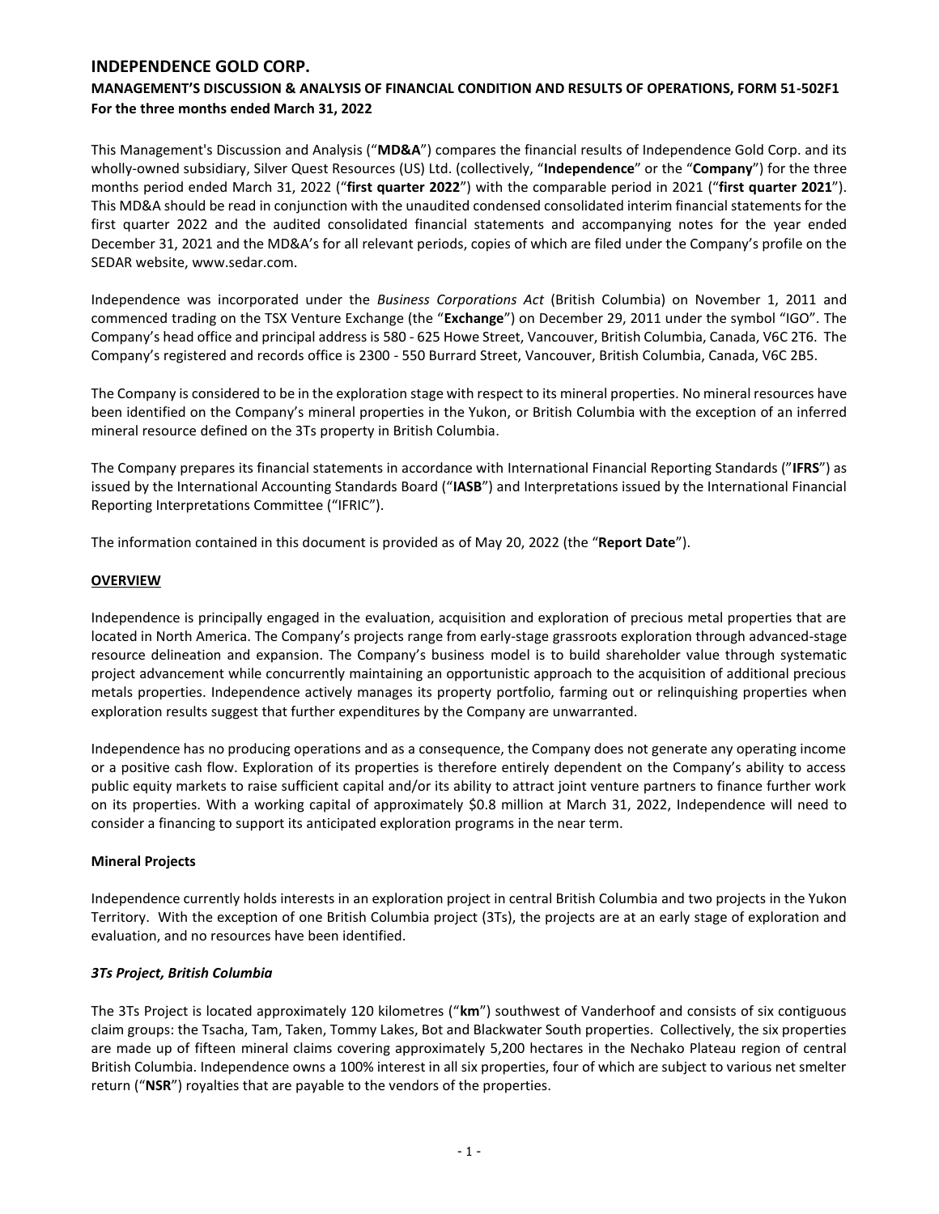# INDEPENDENCE GOLD CORP.

## MANAGEMENT'S DISCUSSION & ANALYSIS OF FINANCIAL CONDITION AND RESULTS OF OPERATIONS, FORM 51-502F1

**For the three months ended March 31, 2022**

This Management's Discussion and Analysis ("**MD&A**") compares the financial results of Independence Gold Corp. and its wholly-owned subsidiary, Silver Quest Resources (US) Ltd. (collectively, "**Independence**" or the "**Company**") for the three months period ended March 31, 2022 ("**first quarter 2022**") with the comparable period in 2021 ("**first quarter 2021**"). This MD&A should be read in conjunction with the unaudited condensed consolidated interim financial statements for the first quarter 2022 and the audited consolidated financial statements and accompanying notes for the year ended December 31, 2021 and the MD&A's for all relevant periods, copies of which are filed under the Company's profile on the SEDAR website, www.sedar.com.

Independence was incorporated under the *Business Corporations Act* (British Columbia) on November 1, 2011 and commenced trading on the TSX Venture Exchange (the "**Exchange**") on December 29, 2011 under the symbol "IGO". The Company's head office and principal address is 580 - 625 Howe Street, Vancouver, British Columbia, Canada, V6C 2T6. The Company's registered and records office is 2300 - 550 Burrard Street, Vancouver, British Columbia, Canada, V6C 2B5.

The Company is considered to be in the exploration stage with respect to its mineral properties. No mineral resources have been identified on the Company's mineral properties in the Yukon, or British Columbia with the exception of an inferred mineral resource defined on the 3Ts property in British Columbia.

The Company prepares its financial statements in accordance with International Financial Reporting Standards ("**IFRS**") as issued by the International Accounting Standards Board ("**IASB**") and Interpretations issued by the International Financial Reporting Interpretations Committee ("IFRIC").

The information contained in this document is provided as of May 20, 2022 (the "**Report Date**").

## OVERVIEW

Independence is principally engaged in the evaluation, acquisition and exploration of precious metal properties that are located in North America. The Company's projects range from early-stage grassroots exploration through advanced-stage resource delineation and expansion. The Company's business model is to build shareholder value through systematic project advancement while concurrently maintaining an opportunistic approach to the acquisition of additional precious metals properties. Independence actively manages its property portfolio, farming out or relinquishing properties when exploration results suggest that further expenditures by the Company are unwarranted.

Independence has no producing operations and as a consequence, the Company does not generate any operating income or a positive cash flow. Exploration of its properties is therefore entirely dependent on the Company's ability to access public equity markets to raise sufficient capital and/or its ability to attract joint venture partners to finance further work on its properties. With a working capital of approximately $0.8 million at March 31, 2022, Independence will need to consider a financing to support its anticipated exploration programs in the near term.

### Mineral Projects

Independence currently holds interests in an exploration project in central British Columbia and two projects in the Yukon Territory. With the exception of one British Columbia project (3Ts), the projects are at an early stage of exploration and evaluation, and no resources have been identified.

#### *3Ts Project, British Columbia*

The 3Ts Project is located approximately 120 kilometres ("**km**") southwest of Vanderhoof and consists of six contiguous claim groups: the Tsacha, Tam, Taken, Tommy Lakes, Bot and Blackwater South properties. Collectively, the six properties are made up of fifteen mineral claims covering approximately 5,200 hectares in the Nechako Plateau region of central British Columbia. Independence owns a 100% interest in all six properties, four of which are subject to various net smelter return ("**NSR**") royalties that are payable to the vendors of the properties.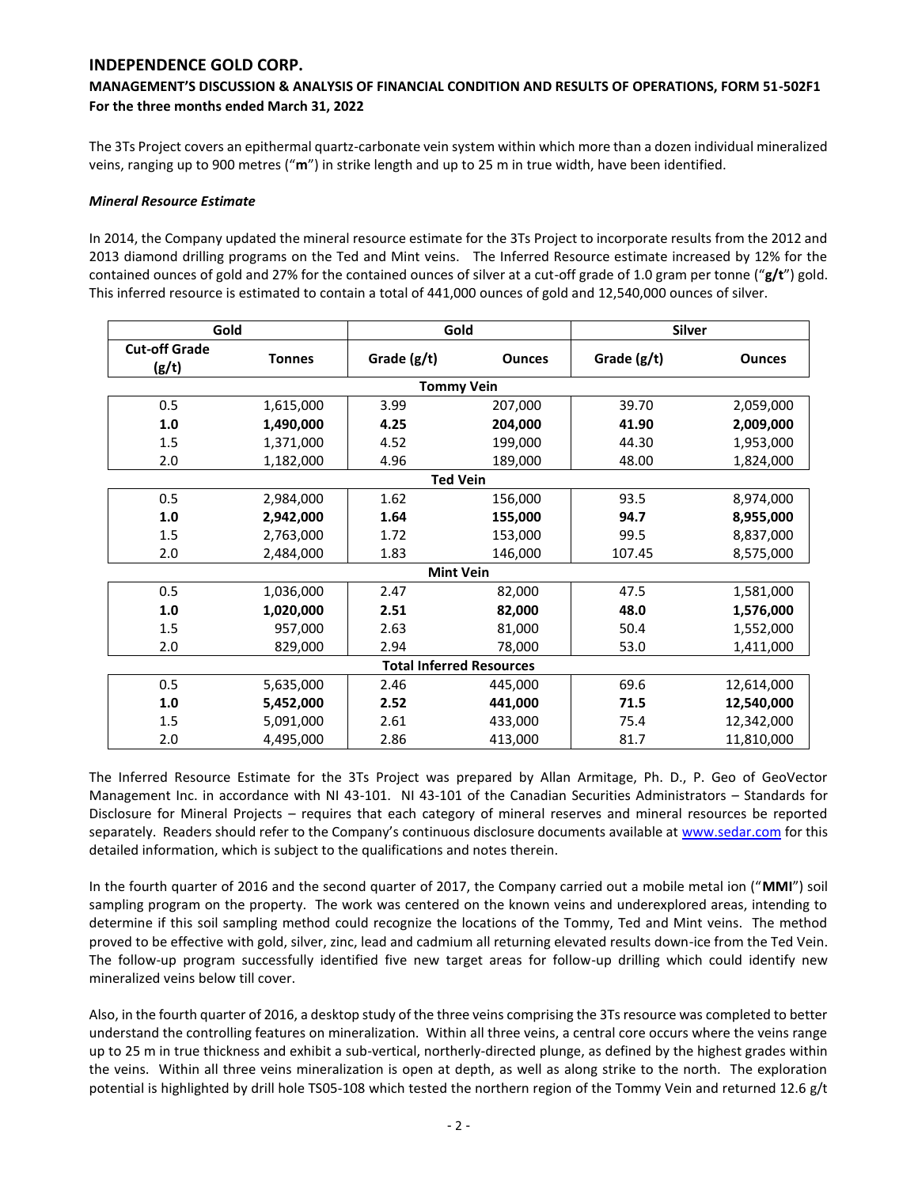The 3Ts Project covers an epithermal quartz-carbonate vein system within which more than a dozen individual mineralized veins, ranging up to 900 metres ("**m**") in strike length and up to 25 m in true width, have been identified.

***Mineral Resource Estimate***

In 2014, the Company updated the mineral resource estimate for the 3Ts Project to incorporate results from the 2012 and 2013 diamond drilling programs on the Ted and Mint veins. The Inferred Resource estimate increased by 12% for the contained ounces of gold and 27% for the contained ounces of silver at a cut-off grade of 1.0 gram per tonne ("**g/t**") gold. This inferred resource is estimated to contain a total of 441,000 ounces of gold and 12,540,000 ounces of silver.

| Gold | | Gold | | Silver | |
|---|---|---|---|---|---|
| **Cut-off Grade (g/t)** | **Tonnes** | **Grade (g/t)** | **Ounces** | **Grade (g/t)** | **Ounces** |
| | | **Tommy Vein** | | | |
| 0.5 | 1,615,000 | 3.99 | 207,000 | 39.70 | 2,059,000 |
| **1.0** | **1,490,000** | **4.25** | **204,000** | **41.90** | **2,009,000** |
| 1.5 | 1,371,000 | 4.52 | 199,000 | 44.30 | 1,953,000 |
| 2.0 | 1,182,000 | 4.96 | 189,000 | 48.00 | 1,824,000 |
| | | **Ted Vein** | | | |
| 0.5 | 2,984,000 | 1.62 | 156,000 | 93.5 | 8,974,000 |
| **1.0** | **2,942,000** | **1.64** | **155,000** | **94.7** | **8,955,000** |
| 1.5 | 2,763,000 | 1.72 | 153,000 | 99.5 | 8,837,000 |
| 2.0 | 2,484,000 | 1.83 | 146,000 | 107.45 | 8,575,000 |
| | | **Mint Vein** | | | |
| 0.5 | 1,036,000 | 2.47 | 82,000 | 47.5 | 1,581,000 |
| **1.0** | **1,020,000** | **2.51** | **82,000** | **48.0** | **1,576,000** |
| 1.5 | 957,000 | 2.63 | 81,000 | 50.4 | 1,552,000 |
| 2.0 | 829,000 | 2.94 | 78,000 | 53.0 | 1,411,000 |
| | | **Total Inferred Resources** | | | |
| 0.5 | 5,635,000 | 2.46 | 445,000 | 69.6 | 12,614,000 |
| **1.0** | **5,452,000** | **2.52** | **441,000** | **71.5** | **12,540,000** |
| 1.5 | 5,091,000 | 2.61 | 433,000 | 75.4 | 12,342,000 |
| 2.0 | 4,495,000 | 2.86 | 413,000 | 81.7 | 11,810,000 |

The Inferred Resource Estimate for the 3Ts Project was prepared by Allan Armitage, Ph. D., P. Geo of GeoVector Management Inc. in accordance with NI 43-101. NI 43-101 of the Canadian Securities Administrators – Standards for Disclosure for Mineral Projects – requires that each category of mineral reserves and mineral resources be reported separately. Readers should refer to the Company's continuous disclosure documents available at www.sedar.com for this detailed information, which is subject to the qualifications and notes therein.

In the fourth quarter of 2016 and the second quarter of 2017, the Company carried out a mobile metal ion ("**MMI**") soil sampling program on the property. The work was centered on the known veins and underexplored areas, intending to determine if this soil sampling method could recognize the locations of the Tommy, Ted and Mint veins. The method proved to be effective with gold, silver, zinc, lead and cadmium all returning elevated results down-ice from the Ted Vein. The follow-up program successfully identified five new target areas for follow-up drilling which could identify new mineralized veins below till cover.

Also, in the fourth quarter of 2016, a desktop study of the three veins comprising the 3Ts resource was completed to better understand the controlling features on mineralization. Within all three veins, a central core occurs where the veins range up to 25 m in true thickness and exhibit a sub-vertical, northerly-directed plunge, as defined by the highest grades within the veins. Within all three veins mineralization is open at depth, as well as along strike to the north. The exploration potential is highlighted by drill hole TS05-108 which tested the northern region of the Tommy Vein and returned 12.6 g/t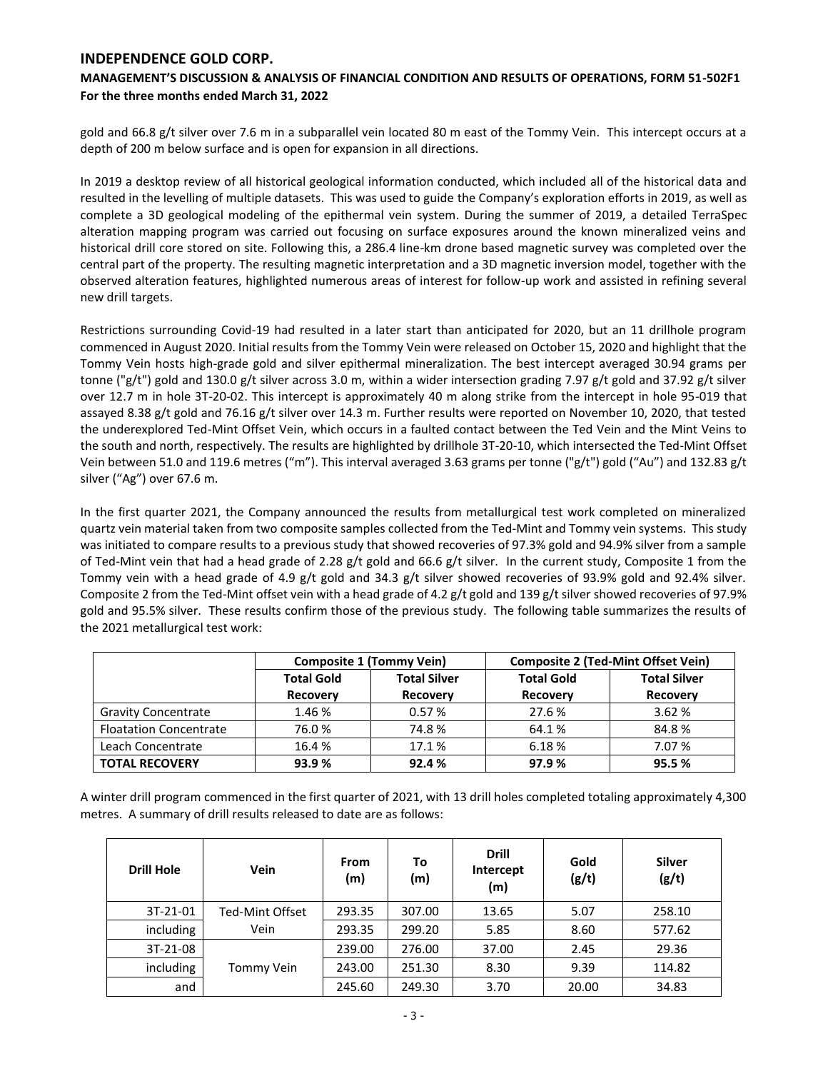gold and 66.8 g/t silver over 7.6 m in a subparallel vein located 80 m east of the Tommy Vein. This intercept occurs at a depth of 200 m below surface and is open for expansion in all directions.

In 2019 a desktop review of all historical geological information conducted, which included all of the historical data and resulted in the levelling of multiple datasets. This was used to guide the Company's exploration efforts in 2019, as well as complete a 3D geological modeling of the epithermal vein system. During the summer of 2019, a detailed TerraSpec alteration mapping program was carried out focusing on surface exposures around the known mineralized veins and historical drill core stored on site. Following this, a 286.4 line-km drone based magnetic survey was completed over the central part of the property. The resulting magnetic interpretation and a 3D magnetic inversion model, together with the observed alteration features, highlighted numerous areas of interest for follow-up work and assisted in refining several new drill targets.

Restrictions surrounding Covid-19 had resulted in a later start than anticipated for 2020, but an 11 drillhole program commenced in August 2020. Initial results from the Tommy Vein were released on October 15, 2020 and highlight that the Tommy Vein hosts high-grade gold and silver epithermal mineralization. The best intercept averaged 30.94 grams per tonne ("g/t") gold and 130.0 g/t silver across 3.0 m, within a wider intersection grading 7.97 g/t gold and 37.92 g/t silver over 12.7 m in hole 3T-20-02. This intercept is approximately 40 m along strike from the intercept in hole 95-019 that assayed 8.38 g/t gold and 76.16 g/t silver over 14.3 m. Further results were reported on November 10, 2020, that tested the underexplored Ted-Mint Offset Vein, which occurs in a faulted contact between the Ted Vein and the Mint Veins to the south and north, respectively. The results are highlighted by drillhole 3T-20-10, which intersected the Ted-Mint Offset Vein between 51.0 and 119.6 metres ("m"). This interval averaged 3.63 grams per tonne ("g/t") gold ("Au") and 132.83 g/t silver ("Ag") over 67.6 m.

In the first quarter 2021, the Company announced the results from metallurgical test work completed on mineralized quartz vein material taken from two composite samples collected from the Ted-Mint and Tommy vein systems. This study was initiated to compare results to a previous study that showed recoveries of 97.3% gold and 94.9% silver from a sample of Ted-Mint vein that had a head grade of 2.28 g/t gold and 66.6 g/t silver. In the current study, Composite 1 from the Tommy vein with a head grade of 4.9 g/t gold and 34.3 g/t silver showed recoveries of 93.9% gold and 92.4% silver. Composite 2 from the Ted-Mint offset vein with a head grade of 4.2 g/t gold and 139 g/t silver showed recoveries of 97.9% gold and 95.5% silver. These results confirm those of the previous study. The following table summarizes the results of the 2021 metallurgical test work:

| | **Composite 1 (Tommy Vein)** | | **Composite 2 (Ted-Mint Offset Vein)** | |
|---|---|---|---|---|
| | **Total Gold Recovery** | **Total Silver Recovery** | **Total Gold Recovery** | **Total Silver Recovery** |
| Gravity Concentrate | 1.46 % | 0.57 % | 27.6 % | 3.62 % |
| Floatation Concentrate | 76.0 % | 74.8 % | 64.1 % | 84.8 % |
| Leach Concentrate | 16.4 % | 17.1 % | 6.18 % | 7.07 % |
| **TOTAL RECOVERY** | **93.9 %** | **92.4 %** | **97.9 %** | **95.5 %** |

A winter drill program commenced in the first quarter of 2021, with 13 drill holes completed totaling approximately 4,300 metres. A summary of drill results released to date are as follows:

| Drill Hole | Vein | From (m) | To (m) | Drill Intercept (m) | Gold (g/t) | Silver (g/t) |
|---|---|---|---|---|---|---|
| 3T-21-01 | Ted-Mint Offset Vein | 293.35 | 307.00 | 13.65 | 5.07 | 258.10 |
| including | | 293.35 | 299.20 | 5.85 | 8.60 | 577.62 |
| 3T-21-08 | Tommy Vein | 239.00 | 276.00 | 37.00 | 2.45 | 29.36 |
| including | | 243.00 | 251.30 | 8.30 | 9.39 | 114.82 |
| and | | 245.60 | 249.30 | 3.70 | 20.00 | 34.83 |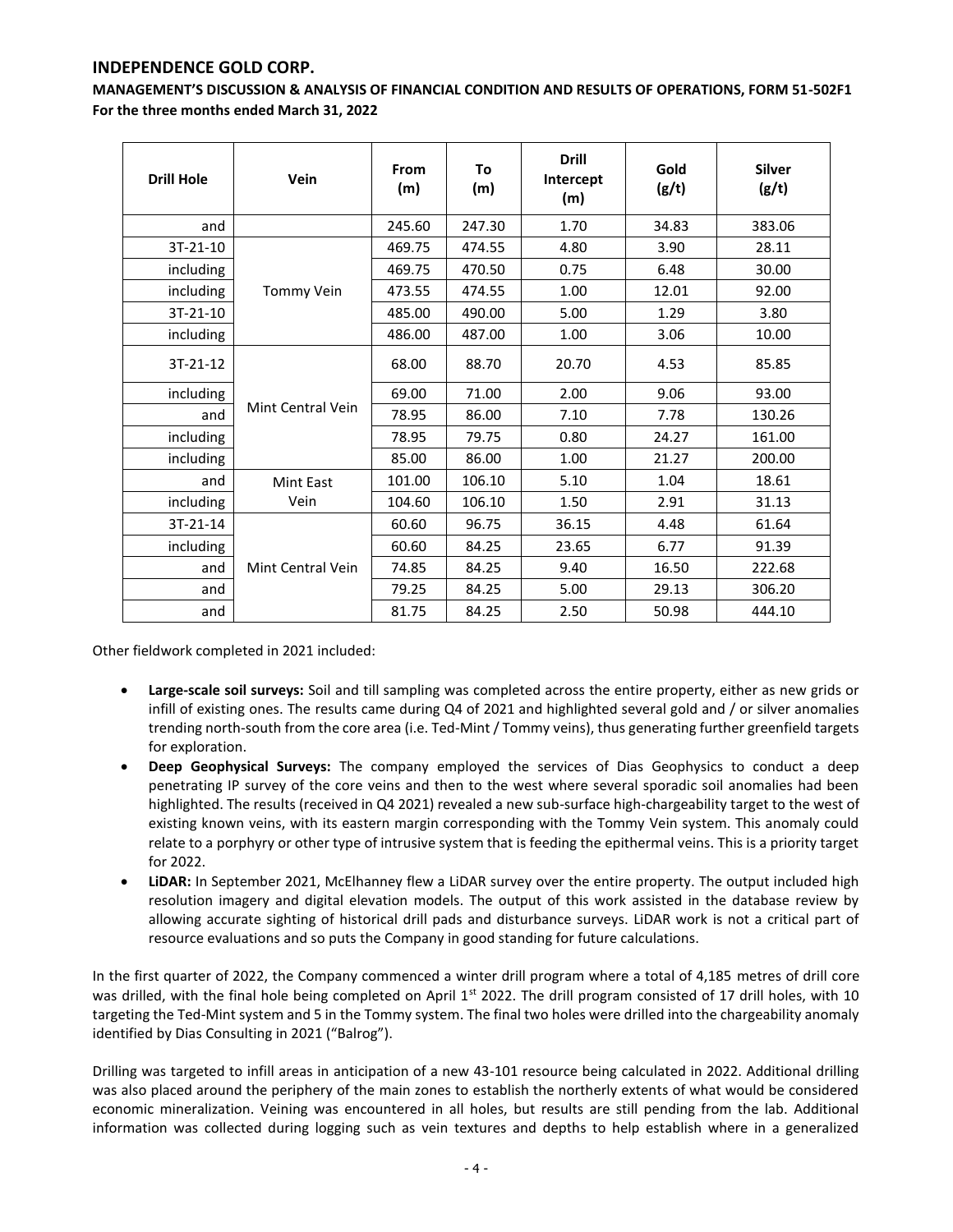| Drill Hole | Vein | From (m) | To (m) | Drill Intercept (m) | Gold (g/t) | Silver (g/t) |
|---|---|---|---|---|---|---|
| and | | 245.60 | 247.30 | 1.70 | 34.83 | 383.06 |
| 3T-21-10 | Tommy Vein | 469.75 | 474.55 | 4.80 | 3.90 | 28.11 |
| including | | 469.75 | 470.50 | 0.75 | 6.48 | 30.00 |
| including | | 473.55 | 474.55 | 1.00 | 12.01 | 92.00 |
| 3T-21-10 | | 485.00 | 490.00 | 5.00 | 1.29 | 3.80 |
| including | | 486.00 | 487.00 | 1.00 | 3.06 | 10.00 |
| 3T-21-12 | Mint Central Vein | 68.00 | 88.70 | 20.70 | 4.53 | 85.85 |
| including | | 69.00 | 71.00 | 2.00 | 9.06 | 93.00 |
| and | | 78.95 | 86.00 | 7.10 | 7.78 | 130.26 |
| including | | 78.95 | 79.75 | 0.80 | 24.27 | 161.00 |
| including | | 85.00 | 86.00 | 1.00 | 21.27 | 200.00 |
| and | Mint East Vein | 101.00 | 106.10 | 5.10 | 1.04 | 18.61 |
| including | | 104.60 | 106.10 | 1.50 | 2.91 | 31.13 |
| 3T-21-14 | Mint Central Vein | 60.60 | 96.75 | 36.15 | 4.48 | 61.64 |
| including | | 60.60 | 84.25 | 23.65 | 6.77 | 91.39 |
| and | | 74.85 | 84.25 | 9.40 | 16.50 | 222.68 |
| and | | 79.25 | 84.25 | 5.00 | 29.13 | 306.20 |
| and | | 81.75 | 84.25 | 2.50 | 50.98 | 444.10 |

Other fieldwork completed in 2021 included:

- **Large-scale soil surveys:** Soil and till sampling was completed across the entire property, either as new grids or infill of existing ones. The results came during Q4 of 2021 and highlighted several gold and / or silver anomalies trending north-south from the core area (i.e. Ted-Mint / Tommy veins), thus generating further greenfield targets for exploration.
- **Deep Geophysical Surveys:** The company employed the services of Dias Geophysics to conduct a deep penetrating IP survey of the core veins and then to the west where several sporadic soil anomalies had been highlighted. The results (received in Q4 2021) revealed a new sub-surface high-chargeability target to the west of existing known veins, with its eastern margin corresponding with the Tommy Vein system. This anomaly could relate to a porphyry or other type of intrusive system that is feeding the epithermal veins. This is a priority target for 2022.
- **LiDAR:** In September 2021, McElhanney flew a LiDAR survey over the entire property. The output included high resolution imagery and digital elevation models. The output of this work assisted in the database review by allowing accurate sighting of historical drill pads and disturbance surveys. LiDAR work is not a critical part of resource evaluations and so puts the Company in good standing for future calculations.

In the first quarter of 2022, the Company commenced a winter drill program where a total of 4,185 metres of drill core was drilled, with the final hole being completed on April 1st 2022. The drill program consisted of 17 drill holes, with 10 targeting the Ted-Mint system and 5 in the Tommy system. The final two holes were drilled into the chargeability anomaly identified by Dias Consulting in 2021 ("Balrog").

Drilling was targeted to infill areas in anticipation of a new 43-101 resource being calculated in 2022. Additional drilling was also placed around the periphery of the main zones to establish the northerly extents of what would be considered economic mineralization. Veining was encountered in all holes, but results are still pending from the lab. Additional information was collected during logging such as vein textures and depths to help establish where in a generalized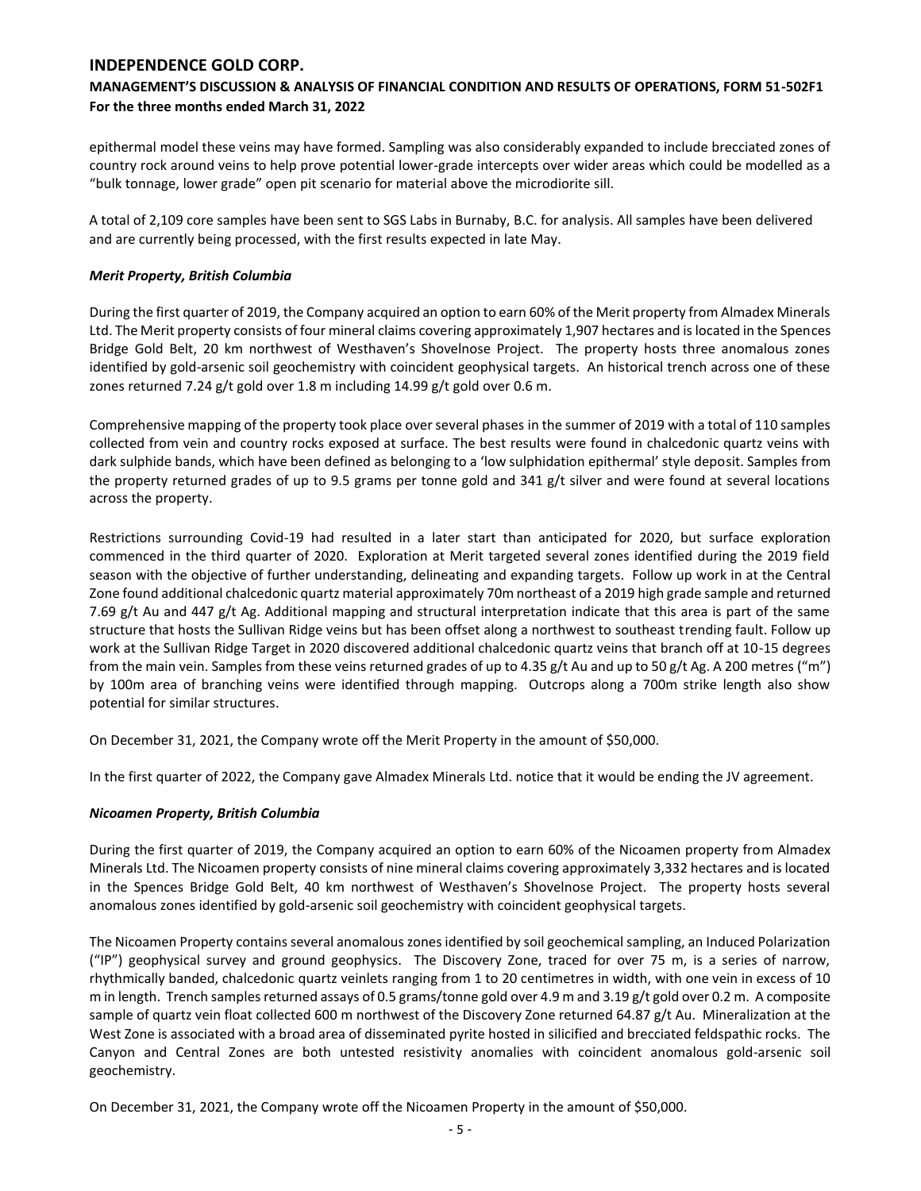epithermal model these veins may have formed. Sampling was also considerably expanded to include brecciated zones of country rock around veins to help prove potential lower-grade intercepts over wider areas which could be modelled as a "bulk tonnage, lower grade" open pit scenario for material above the microdiorite sill.

A total of 2,109 core samples have been sent to SGS Labs in Burnaby, B.C. for analysis. All samples have been delivered and are currently being processed, with the first results expected in late May.

### *Merit Property, British Columbia*

During the first quarter of 2019, the Company acquired an option to earn 60% of the Merit property from Almadex Minerals Ltd. The Merit property consists of four mineral claims covering approximately 1,907 hectares and is located in the Spences Bridge Gold Belt, 20 km northwest of Westhaven's Shovelnose Project. The property hosts three anomalous zones identified by gold-arsenic soil geochemistry with coincident geophysical targets. An historical trench across one of these zones returned 7.24 g/t gold over 1.8 m including 14.99 g/t gold over 0.6 m.

Comprehensive mapping of the property took place over several phases in the summer of 2019 with a total of 110 samples collected from vein and country rocks exposed at surface. The best results were found in chalcedonic quartz veins with dark sulphide bands, which have been defined as belonging to a 'low sulphidation epithermal' style deposit. Samples from the property returned grades of up to 9.5 grams per tonne gold and 341 g/t silver and were found at several locations across the property.

Restrictions surrounding Covid-19 had resulted in a later start than anticipated for 2020, but surface exploration commenced in the third quarter of 2020. Exploration at Merit targeted several zones identified during the 2019 field season with the objective of further understanding, delineating and expanding targets. Follow up work in at the Central Zone found additional chalcedonic quartz material approximately 70m northeast of a 2019 high grade sample and returned 7.69 g/t Au and 447 g/t Ag. Additional mapping and structural interpretation indicate that this area is part of the same structure that hosts the Sullivan Ridge veins but has been offset along a northwest to southeast trending fault. Follow up work at the Sullivan Ridge Target in 2020 discovered additional chalcedonic quartz veins that branch off at 10-15 degrees from the main vein. Samples from these veins returned grades of up to 4.35 g/t Au and up to 50 g/t Ag. A 200 metres ("m") by 100m area of branching veins were identified through mapping. Outcrops along a 700m strike length also show potential for similar structures.

On December 31, 2021, the Company wrote off the Merit Property in the amount of $50,000.

In the first quarter of 2022, the Company gave Almadex Minerals Ltd. notice that it would be ending the JV agreement.

### *Nicoamen Property, British Columbia*

During the first quarter of 2019, the Company acquired an option to earn 60% of the Nicoamen property from Almadex Minerals Ltd. The Nicoamen property consists of nine mineral claims covering approximately 3,332 hectares and is located in the Spences Bridge Gold Belt, 40 km northwest of Westhaven's Shovelnose Project. The property hosts several anomalous zones identified by gold-arsenic soil geochemistry with coincident geophysical targets.

The Nicoamen Property contains several anomalous zones identified by soil geochemical sampling, an Induced Polarization ("IP") geophysical survey and ground geophysics. The Discovery Zone, traced for over 75 m, is a series of narrow, rhythmically banded, chalcedonic quartz veinlets ranging from 1 to 20 centimetres in width, with one vein in excess of 10 m in length. Trench samples returned assays of 0.5 grams/tonne gold over 4.9 m and 3.19 g/t gold over 0.2 m. A composite sample of quartz vein float collected 600 m northwest of the Discovery Zone returned 64.87 g/t Au. Mineralization at the West Zone is associated with a broad area of disseminated pyrite hosted in silicified and brecciated feldspathic rocks. The Canyon and Central Zones are both untested resistivity anomalies with coincident anomalous gold-arsenic soil geochemistry.

On December 31, 2021, the Company wrote off the Nicoamen Property in the amount of $50,000.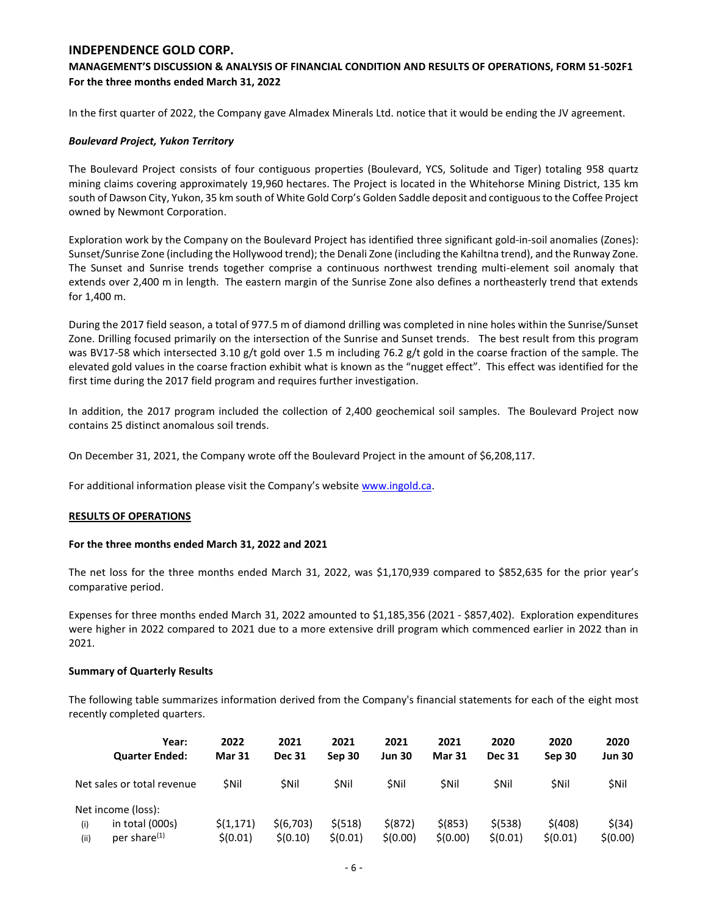In the first quarter of 2022, the Company gave Almadex Minerals Ltd. notice that it would be ending the JV agreement.

***Boulevard Project, Yukon Territory***

The Boulevard Project consists of four contiguous properties (Boulevard, YCS, Solitude and Tiger) totaling 958 quartz mining claims covering approximately 19,960 hectares. The Project is located in the Whitehorse Mining District, 135 km south of Dawson City, Yukon, 35 km south of White Gold Corp's Golden Saddle deposit and contiguous to the Coffee Project owned by Newmont Corporation.

Exploration work by the Company on the Boulevard Project has identified three significant gold-in-soil anomalies (Zones): Sunset/Sunrise Zone (including the Hollywood trend); the Denali Zone (including the Kahiltna trend), and the Runway Zone. The Sunset and Sunrise trends together comprise a continuous northwest trending multi-element soil anomaly that extends over 2,400 m in length. The eastern margin of the Sunrise Zone also defines a northeasterly trend that extends for 1,400 m.

During the 2017 field season, a total of 977.5 m of diamond drilling was completed in nine holes within the Sunrise/Sunset Zone. Drilling focused primarily on the intersection of the Sunrise and Sunset trends. The best result from this program was BV17-58 which intersected 3.10 g/t gold over 1.5 m including 76.2 g/t gold in the coarse fraction of the sample. The elevated gold values in the coarse fraction exhibit what is known as the "nugget effect". This effect was identified for the first time during the 2017 field program and requires further investigation.

In addition, the 2017 program included the collection of 2,400 geochemical soil samples. The Boulevard Project now contains 25 distinct anomalous soil trends.

On December 31, 2021, the Company wrote off the Boulevard Project in the amount of $6,208,117.

For additional information please visit the Company's website www.ingold.ca.

## RESULTS OF OPERATIONS

**For the three months ended March 31, 2022 and 2021**

The net loss for the three months ended March 31, 2022, was $1,170,939 compared to $852,635 for the prior year's comparative period.

Expenses for three months ended March 31, 2022 amounted to $1,185,356 (2021 - $857,402). Exploration expenditures were higher in 2022 compared to 2021 due to a more extensive drill program which commenced earlier in 2022 than in 2021.

**Summary of Quarterly Results**

The following table summarizes information derived from the Company's financial statements for each of the eight most recently completed quarters.

| Year: Quarter Ended: | 2022 Mar 31 | 2021 Dec 31 | 2021 Sep 30 | 2021 Jun 30 | 2021 Mar 31 | 2020 Dec 31 | 2020 Sep 30 | 2020 Jun 30 |
|---|---|---|---|---|---|---|---|---|
| Net sales or total revenue | $Nil | $Nil | $Nil | $Nil | $Nil | $Nil | $Nil | $Nil |
| Net income (loss): | | | | | | | | |
| (i) in total (000s) | $(1,171) | $(6,703) | $(518) | $(872) | $(853) | $(538) | $(408) | $(34) |
| (ii) per share[(1)] | $(0.01) | $(0.10) | $(0.01) | $(0.00) | $(0.00) | $(0.01) | $(0.01) | $(0.00) |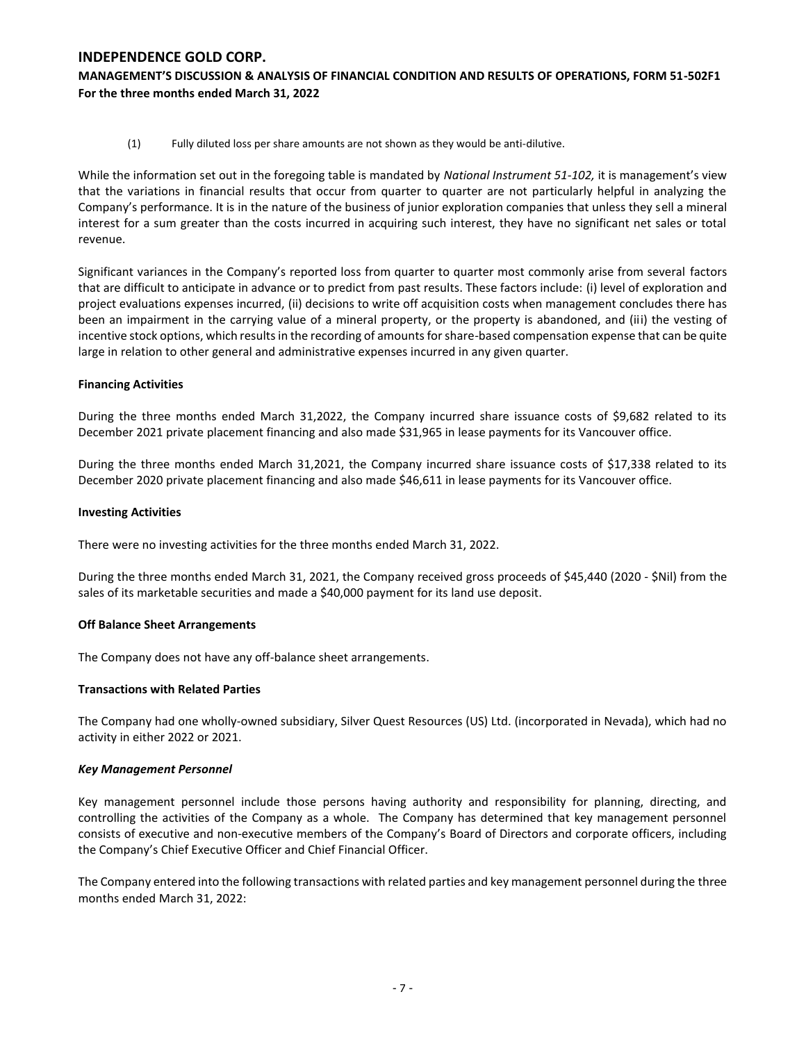(1) Fully diluted loss per share amounts are not shown as they would be anti-dilutive.

While the information set out in the foregoing table is mandated by *National Instrument 51-102,* it is management's view that the variations in financial results that occur from quarter to quarter are not particularly helpful in analyzing the Company's performance. It is in the nature of the business of junior exploration companies that unless they sell a mineral interest for a sum greater than the costs incurred in acquiring such interest, they have no significant net sales or total revenue.

Significant variances in the Company's reported loss from quarter to quarter most commonly arise from several factors that are difficult to anticipate in advance or to predict from past results. These factors include: (i) level of exploration and project evaluations expenses incurred, (ii) decisions to write off acquisition costs when management concludes there has been an impairment in the carrying value of a mineral property, or the property is abandoned, and (iii) the vesting of incentive stock options, which results in the recording of amounts for share-based compensation expense that can be quite large in relation to other general and administrative expenses incurred in any given quarter.

**Financing Activities**

During the three months ended March 31,2022, the Company incurred share issuance costs of $9,682 related to its December 2021 private placement financing and also made $31,965 in lease payments for its Vancouver office.

During the three months ended March 31,2021, the Company incurred share issuance costs of $17,338 related to its December 2020 private placement financing and also made $46,611 in lease payments for its Vancouver office.

**Investing Activities**

There were no investing activities for the three months ended March 31, 2022.

During the three months ended March 31, 2021, the Company received gross proceeds of $45,440 (2020 - $Nil) from the sales of its marketable securities and made a $40,000 payment for its land use deposit.

**Off Balance Sheet Arrangements**

The Company does not have any off-balance sheet arrangements.

**Transactions with Related Parties**

The Company had one wholly-owned subsidiary, Silver Quest Resources (US) Ltd. (incorporated in Nevada), which had no activity in either 2022 or 2021.

***Key Management Personnel***

Key management personnel include those persons having authority and responsibility for planning, directing, and controlling the activities of the Company as a whole. The Company has determined that key management personnel consists of executive and non-executive members of the Company's Board of Directors and corporate officers, including the Company's Chief Executive Officer and Chief Financial Officer.

The Company entered into the following transactions with related parties and key management personnel during the three months ended March 31, 2022: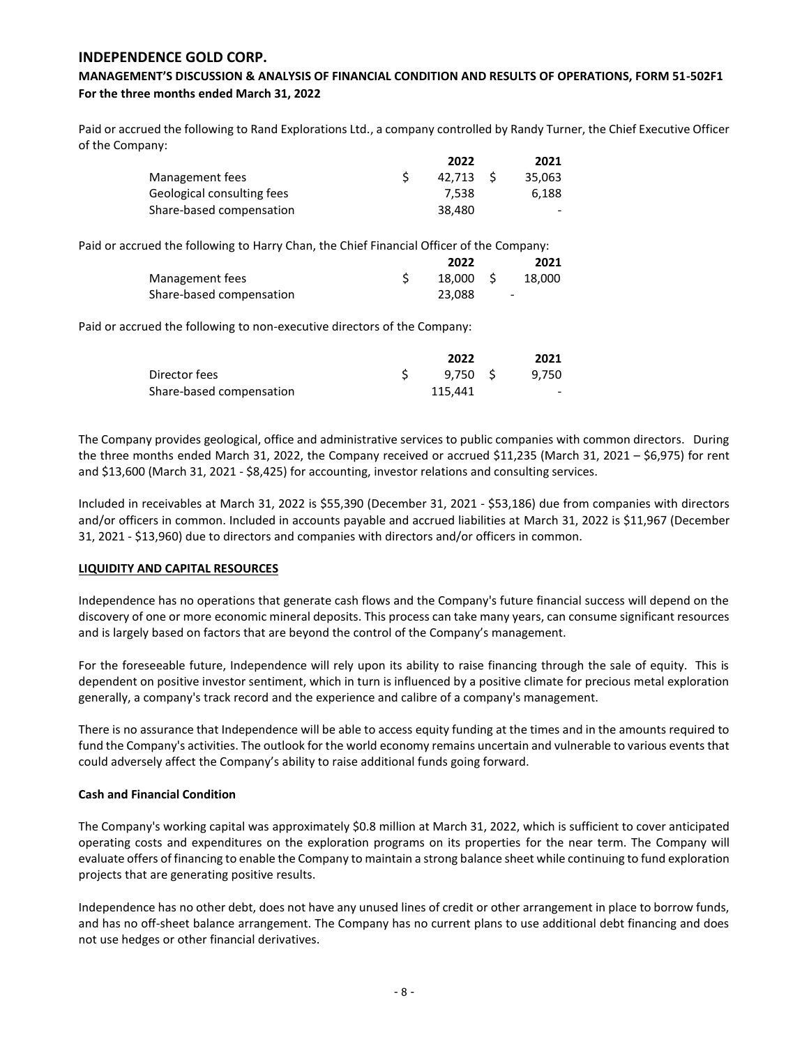Paid or accrued the following to Rand Explorations Ltd., a company controlled by Randy Turner, the Chief Executive Officer of the Company:

| | 2022 | 2021 |
|---|---|---|
| Management fees | $ 42,713 | $ 35,063 |
| Geological consulting fees | 7,538 | 6,188 |
| Share-based compensation | 38,480 | - |

Paid or accrued the following to Harry Chan, the Chief Financial Officer of the Company:

| | 2022 | 2021 |
|---|---|---|
| Management fees | $ 18,000 | $ 18,000 |
| Share-based compensation | 23,088 | - |

Paid or accrued the following to non-executive directors of the Company:

| | 2022 | 2021 |
|---|---|---|
| Director fees | $ 9,750 | $ 9,750 |
| Share-based compensation | 115,441 | - |

The Company provides geological, office and administrative services to public companies with common directors. During the three months ended March 31, 2022, the Company received or accrued $11,235 (March 31, 2021 – $6,975) for rent and $13,600 (March 31, 2021 - $8,425) for accounting, investor relations and consulting services.

Included in receivables at March 31, 2022 is $55,390 (December 31, 2021 - $53,186) due from companies with directors and/or officers in common. Included in accounts payable and accrued liabilities at March 31, 2022 is $11,967 (December 31, 2021 - $13,960) due to directors and companies with directors and/or officers in common.

## LIQUIDITY AND CAPITAL RESOURCES

Independence has no operations that generate cash flows and the Company's future financial success will depend on the discovery of one or more economic mineral deposits. This process can take many years, can consume significant resources and is largely based on factors that are beyond the control of the Company's management.

For the foreseeable future, Independence will rely upon its ability to raise financing through the sale of equity. This is dependent on positive investor sentiment, which in turn is influenced by a positive climate for precious metal exploration generally, a company's track record and the experience and calibre of a company's management.

There is no assurance that Independence will be able to access equity funding at the times and in the amounts required to fund the Company's activities. The outlook for the world economy remains uncertain and vulnerable to various events that could adversely affect the Company's ability to raise additional funds going forward.

### Cash and Financial Condition

The Company's working capital was approximately $0.8 million at March 31, 2022, which is sufficient to cover anticipated operating costs and expenditures on the exploration programs on its properties for the near term. The Company will evaluate offers of financing to enable the Company to maintain a strong balance sheet while continuing to fund exploration projects that are generating positive results.

Independence has no other debt, does not have any unused lines of credit or other arrangement in place to borrow funds, and has no off-sheet balance arrangement. The Company has no current plans to use additional debt financing and does not use hedges or other financial derivatives.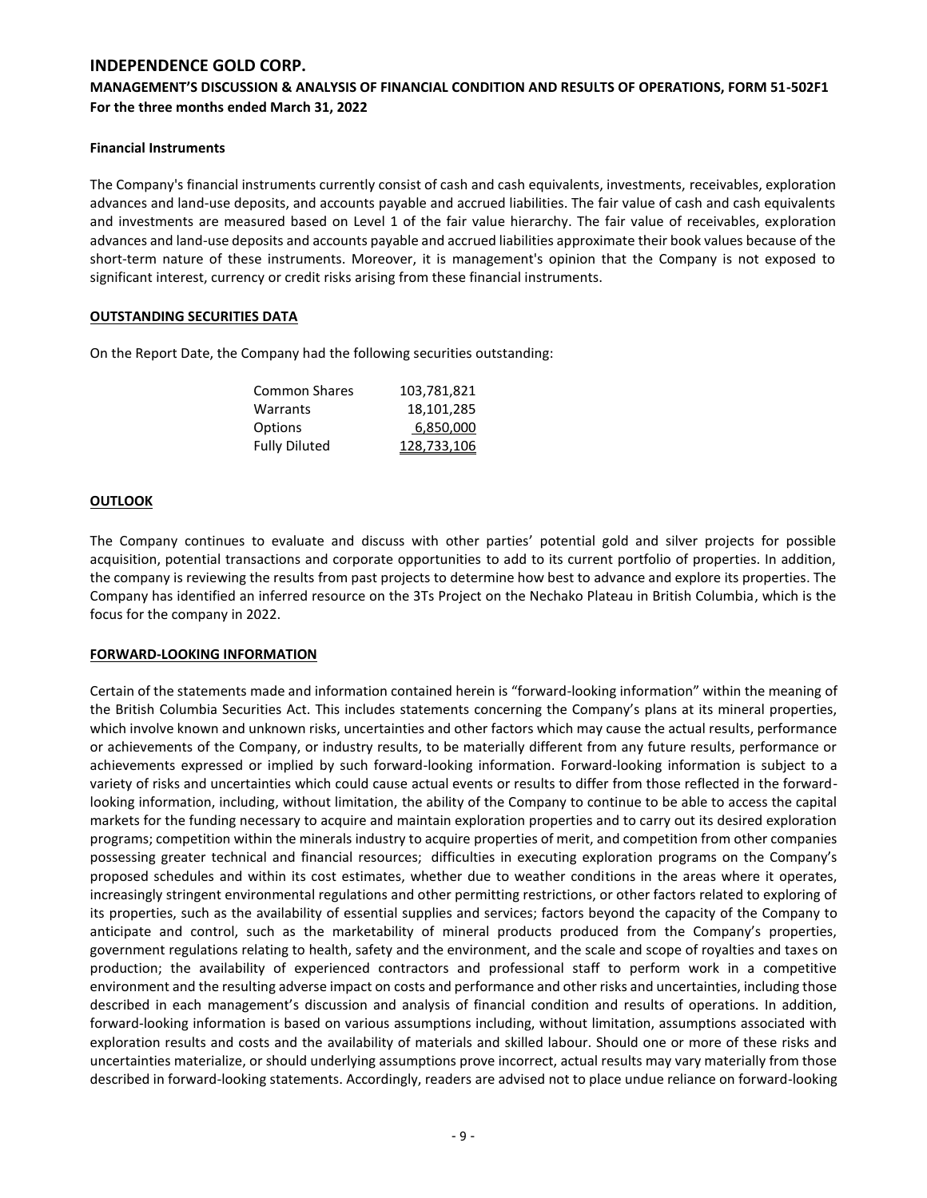#### Financial Instruments

The Company's financial instruments currently consist of cash and cash equivalents, investments, receivables, exploration advances and land-use deposits, and accounts payable and accrued liabilities. The fair value of cash and cash equivalents and investments are measured based on Level 1 of the fair value hierarchy. The fair value of receivables, exploration advances and land-use deposits and accounts payable and accrued liabilities approximate their book values because of the short-term nature of these instruments. Moreover, it is management's opinion that the Company is not exposed to significant interest, currency or credit risks arising from these financial instruments.

## OUTSTANDING SECURITIES DATA

On the Report Date, the Company had the following securities outstanding:

| | |
|---|---|
| Common Shares | 103,781,821 |
| Warrants | 18,101,285 |
| Options | 6,850,000 |
| Fully Diluted | 128,733,106 |

## OUTLOOK

The Company continues to evaluate and discuss with other parties' potential gold and silver projects for possible acquisition, potential transactions and corporate opportunities to add to its current portfolio of properties. In addition, the company is reviewing the results from past projects to determine how best to advance and explore its properties. The Company has identified an inferred resource on the 3Ts Project on the Nechako Plateau in British Columbia, which is the focus for the company in 2022.

## FORWARD-LOOKING INFORMATION

Certain of the statements made and information contained herein is "forward-looking information" within the meaning of the British Columbia Securities Act. This includes statements concerning the Company's plans at its mineral properties, which involve known and unknown risks, uncertainties and other factors which may cause the actual results, performance or achievements of the Company, or industry results, to be materially different from any future results, performance or achievements expressed or implied by such forward-looking information. Forward-looking information is subject to a variety of risks and uncertainties which could cause actual events or results to differ from those reflected in the forward-looking information, including, without limitation, the ability of the Company to continue to be able to access the capital markets for the funding necessary to acquire and maintain exploration properties and to carry out its desired exploration programs; competition within the minerals industry to acquire properties of merit, and competition from other companies possessing greater technical and financial resources; difficulties in executing exploration programs on the Company's proposed schedules and within its cost estimates, whether due to weather conditions in the areas where it operates, increasingly stringent environmental regulations and other permitting restrictions, or other factors related to exploring of its properties, such as the availability of essential supplies and services; factors beyond the capacity of the Company to anticipate and control, such as the marketability of mineral products produced from the Company's properties, government regulations relating to health, safety and the environment, and the scale and scope of royalties and taxes on production; the availability of experienced contractors and professional staff to perform work in a competitive environment and the resulting adverse impact on costs and performance and other risks and uncertainties, including those described in each management's discussion and analysis of financial condition and results of operations. In addition, forward-looking information is based on various assumptions including, without limitation, assumptions associated with exploration results and costs and the availability of materials and skilled labour. Should one or more of these risks and uncertainties materialize, or should underlying assumptions prove incorrect, actual results may vary materially from those described in forward-looking statements. Accordingly, readers are advised not to place undue reliance on forward-looking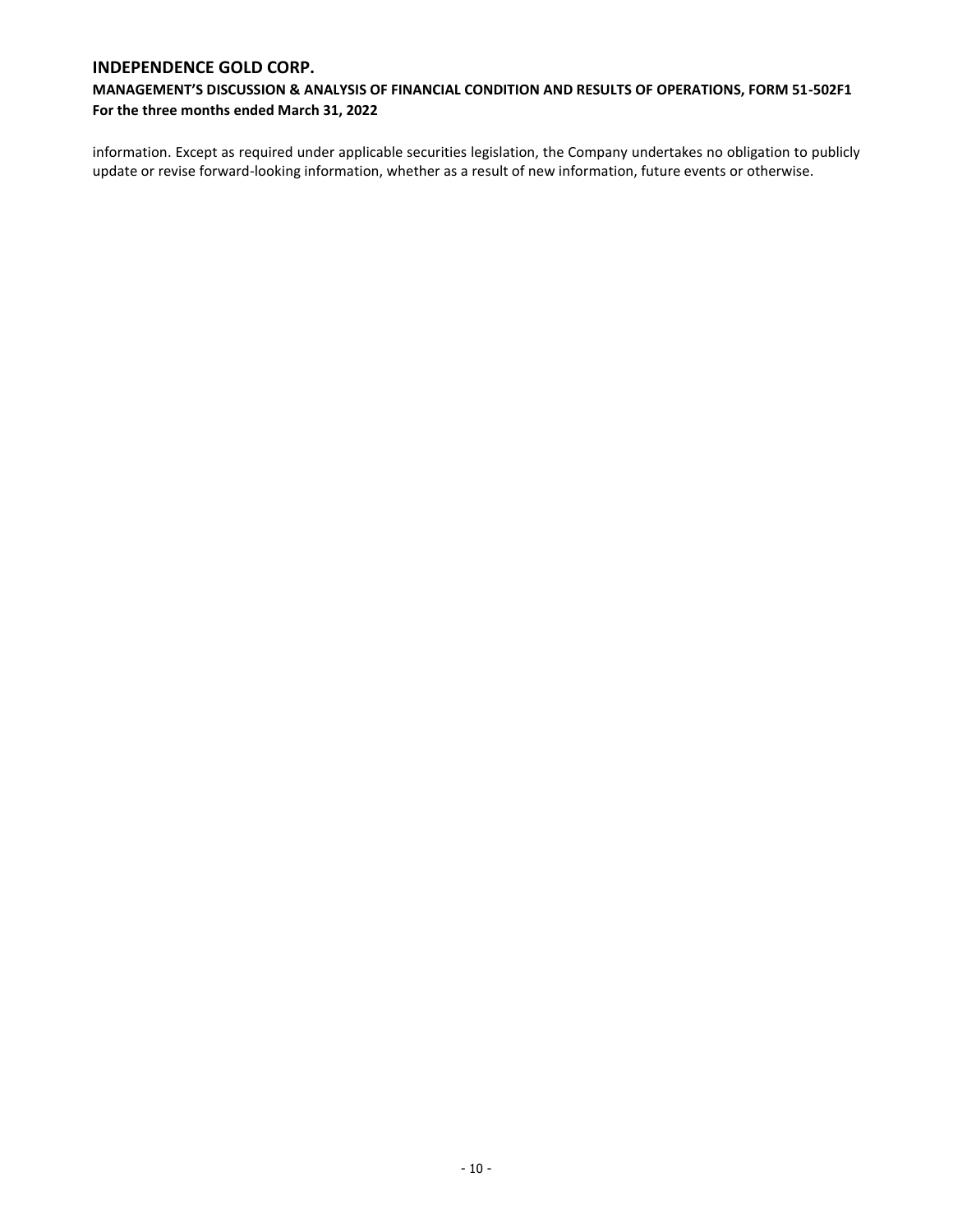information. Except as required under applicable securities legislation, the Company undertakes no obligation to publicly update or revise forward-looking information, whether as a result of new information, future events or otherwise.